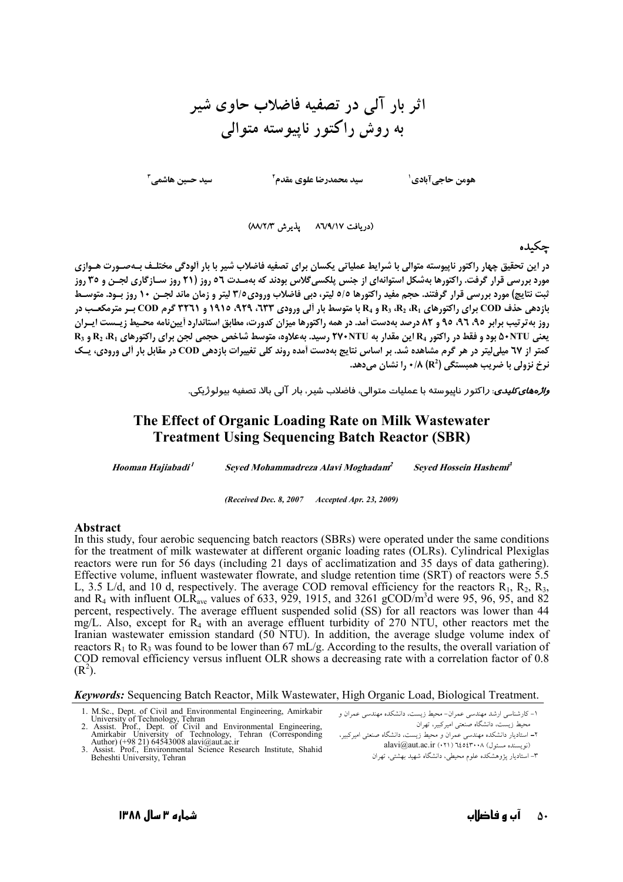# اثر بار آلی در تصفیه فاضلاب حاوی شیر به روش راکتور ناپیوسته متوالی

هومن حاجی‌آبادی[1] سید محمدرضا علوی مقدم[2] سید حسین هاشمی[3]

(دریافت ۸۶/۹/۱۷ پذیرش ۸۸/۲/۳)

## چکیده

در این تحقیق چهار راکتور ناپیوسته متوالی با شرایط عملیاتی یکسان برای تصفیه فاضلاب شیر با بار آلودگی مختلف به‌صورت هوازی مورد بررسی قرار گرفت. راکتورها به‌شکل استوانه‌ای از جنس پلکسی‌گلاس بودند که به‌مدت ۵۶ روز (۲۱ روز سازگاری لجن و ۳۵ روز ثبت نتایج) مورد بررسی قرار گرفتند. حجم مفید راکتورها ۵/۵ لیتر، دبی فاضلاب ورودی ۳/۵ لیتر و زمان ماند لجن ۱۰ روز بود. متوسط بازدهی حذف COD برای راکتورهای $R_1$، $R_2$، $R_3$ و $R_4$ با متوسط بار آلی ورودی ۶۳۳، ۹۲۹، ۱۹۱۵ و ۳۲۶۱ گرم COD بر مترمکعب در روز به‌ترتیب برابر ۹۵، ۹۶، ۹۵ و ۸۲ درصد به‌دست آمد. در همه راکتورها میزان کدورت، مطابق استاندارد آیین‌نامه محیط زیست ایران یعنی ۵۰NTU بود و فقط در راکتور $R_4$ این مقدار به ۲۷۰NTU رسید. به‌علاوه، متوسط شاخص حجمی لجن برای راکتورهای $R_1$، $R_2$ و $R_3$ کمتر از ۶۷ میلی‌لیتر در هر گرم مشاهده شد. بر اساس نتایج به‌دست آمده روند کلی تغییرات بازدهی COD در مقابل بار آلی ورودی، یک نرخ نزولی با ضریب همبستگی ($R^2$) ۰/۸ را نشان می‌دهد.

***واژه‌های کلیدی***: راکتور ناپیوسته با عملیات متوالی، فاضلاب شیر، بار آلی بالا، تصفیه بیولوژیکی.

# The Effect of Organic Loading Rate on Milk Wastewater Treatment Using Sequencing Batch Reactor (SBR)

***Hooman Hajiabadi*** [1] ***Seyed Mohammadreza Alavi Moghadam*** [2] ***Seyed Hossein Hashemi*** [3]

*(Received Dec. 8, 2007 Accepted Apr. 23, 2009)*

## Abstract

In this study, four aerobic sequencing batch reactors (SBRs) were operated under the same conditions for the treatment of milk wastewater at different organic loading rates (OLRs). Cylindrical Plexiglas reactors were run for 56 days (including 21 days of acclimatization and 35 days of data gathering). Effective volume, influent wastewater flowrate, and sludge retention time (SRT) of reactors were 5.5 L, 3.5 L/d, and 10 d, respectively. The average COD removal efficiency for the reactors $R_1$, $R_2$, $R_3$, and $R_4$ with influent $OLR_{ave}$ values of 633, 929, 1915, and 3261 $gCOD/m^3d$ were 95, 96, 95, and 82 percent, respectively. The average effluent suspended solid (SS) for all reactors was lower than 44 mg/L. Also, except for $R_4$ with an average effluent turbidity of 270 NTU, other reactors met the Iranian wastewater emission standard (50 NTU). In addition, the average sludge volume index of reactors $R_1$ to $R_3$ was found to be lower than 67 mL/g. According to the results, the overall variation of COD removal efficiency versus influent OLR shows a decreasing rate with a correlation factor of 0.8 ($R^2$).

***Keywords:*** Sequencing Batch Reactor, Milk Wastewater, High Organic Load, Biological Treatment.

---

1. M.Sc., Dept. of Civil and Environmental Engineering, Amirkabir University of Technology, Tehran
2. Assist. Prof., Dept. of Civil and Environmental Engineering, Amirkabir University of Technology, Tehran (Corresponding Author) (+98 21) 64543008 alavi@aut.ac.ir
3. Assist. Prof., Environmental Science Research Institute, Shahid Beheshti University, Tehran

۱- کارشناسی ارشد مهندسی عمران- محیط زیست، دانشکده مهندسی عمران و محیط زیست، دانشگاه صنعتی امیرکبیر، تهران

۲- استادیار دانشکده مهندسی عمران و محیط زیست، دانشگاه صنعتی امیرکبیر، (نویسنده مسئول) ۶۴۵۴۳۰۰۸ (۰۲۱) alavi@aut.ac.ir

۳- استادیار پژوهشکده علوم محیطی، دانشگاه شهید بهشتی، تهران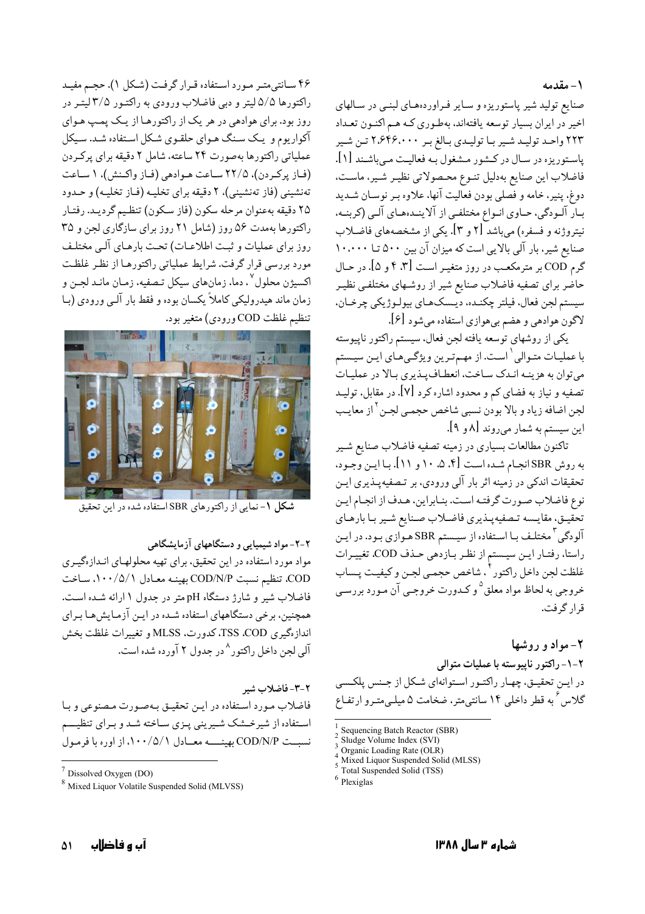## ۱- مقدمه

صنایع تولید شیر پاستوریزه و سایر فراورده‌های لبنی در سالهای اخیر در ایران بسیار توسعه یافته‌اند، به‌طوری که هم اکنون تعداد ۲۲۳ واحد تولید شیر با تولیدی بالغ بر ۲،۶۴۶،۰۰۰ تن شیر پاستوریزه در سال در کشور مشغول به فعالیت می‌باشند [۱]. فاضلاب این صنایع به‌دلیل تنوع محصولاتی نظیر شیر، ماست، دوغ، پنیر، خامه و فصلی بودن فعالیت آنها، علاوه بر نوسان شدید بار آلودگی، حاوی انواع مختلفی از آلاینده‌های آلی (کربنه، نیتروژنه و فسفره) می‌باشد [۲ و ۳]. یکی از مشخصه‌های فاضلاب صنایع شیر، بار آلی بالایی است که میزان آن بین ۵۰۰ تا ۱۰،۰۰۰ گرم COD بر مترمکعب در روز متغیر است [۳، ۴ و ۵]. در حال حاضر برای تصفیه فاضلاب صنایع شیر از روشهای مختلفی نظیر سیستم لجن فعال، فیلتر چکنده، دیسک‌های بیولوژیکی چرخان، لاگون هوادهی و هضم بی‌هوازی استفاده می‌شود [۶].

یکی از روشهای توسعه یافته لجن فعال، سیستم راکتور ناپیوسته با عملیات متوالی[1] است. از مهم‌ترین ویژگی‌های این سیستم می‌توان به هزینه اندک ساخت، انعطاف‌پذیری بالا در عملیات تصفیه و نیاز به فضای کم و محدود اشاره کرد [۷]. در مقابل، تولید لجن اضافه زیاد و بالا بودن نسبی شاخص حجمی لجن[2] از معایب این سیستم به شمار می‌روند [۸ و ۹].

تاکنون مطالعات بسیاری در زمینه تصفیه فاضلاب صنایع شیر به روش SBR انجام شده است [۴، ۵، ۱۰ و ۱۱]. با این وجود، تحقیقات اندکی در زمینه اثر بار آلی ورودی، بر تصفیه‌پذیری این نوع فاضلاب صورت گرفته است. بنابراین، هدف از انجام این تحقیق، مقایسه تصفیه‌پذیری فاضلاب صنایع شیر با بارهای آلودگی[3] مختلف با استفاده از سیستم SBR هوازی بود. در این راستا، رفتار این سیستم از نظر بازدهی حذف COD، تغییرات غلظت لجن داخل راکتور[4]، شاخص حجمی لجن و کیفیت پساب خروجی به لحاظ مواد معلق[5] و کدورت خروجی آن مورد بررسی قرار گرفت.

## ۲- مواد و روشها

### ۲-۱- راکتور ناپیوسته با عملیات متوالی

در این تحقیق، چهار راکتور استوانه‌ای شکل از جنس پلکسی گلاس[6] به قطر داخلی ۱۴ سانتی‌متر، ضخامت ۵ میلی‌متر و ارتفاع ۴۶ سانتی‌متر مورد استفاده قرار گرفت (شکل ۱). حجم مفید راکتورها ۵/۵ لیتر و دبی فاضلاب ورودی به راکتور ۳/۵ لیتر در روز بود. برای هوادهی در هر یک از راکتورها از یک پمپ هوای آکواریوم و یک سنگ هوای حلقوی شکل استفاده شد. سیکل عملیاتی راکتورها به‌صورت ۲۴ ساعته، شامل ۲ دقیقه برای پرکردن (فاز پرکردن)، ۲۲/۵ ساعت هوادهی (فاز واکنش)، ۱ ساعت ته‌نشینی (فاز ته‌نشینی)، ۲ دقیقه برای تخلیه (فاز تخلیه) و حدود ۲۵ دقیقه به‌عنوان مرحله سکون (فاز سکون) تنظیم گردید. رفتار راکتورها به‌مدت ۵۶ روز (شامل ۲۱ روز برای سازگاری لجن و ۳۵ روز برای عملیات و ثبت اطلاعات) تحت بارهای آلی مختلف مورد بررسی قرار گرفت. شرایط عملیاتی راکتورها از نظر غلظت اکسیژن محلول[7]، دما، زمانهای سیکل تصفیه، زمان ماند لجن و زمان ماند هیدرولیکی کاملاً یکسان بوده و فقط بار آلی ورودی (با تنظیم غلظت COD ورودی) متغیر بود.

**شکل ۱**- نمایی از راکتورهای SBR استفاده شده در این تحقیق

### ۲-۲- مواد شیمیایی و دستگاههای آزمایشگاهی

مواد مورد استفاده در این تحقیق، برای تهیه محلولهای اندازه‌گیری COD، تنظیم نسبت COD/N/P بهینه معادل ۱۰۰/۵/۱، ساخت فاضلاب شیر و شارژ دستگاه pH متر در جدول ۱ ارائه شده است. همچنین، برخی دستگاههای استفاده شده در این آزمایش‌ها برای اندازه‌گیری TSS ،COD، کدورت، MLSS و تغییرات غلظت بخش آلی لجن داخل راکتور[8] در جدول ۲ آورده شده است.

### ۲-۳- فاضلاب شیر

فاضلاب مورد استفاده در این تحقیق به‌صورت مصنوعی و با استفاده از شیرخشک شیرینی پزی ساخته شد و برای تنظیم نسبت COD/N/P بهینه معادل ۱۰۰/۵/۱، از اوره با فرمول

---

[1] Sequencing Batch Reactor (SBR)
[2] Sludge Volume Index (SVI)
[3] Organic Loading Rate (OLR)
[4] Mixed Liquor Suspended Solid (MLSS)
[5] Total Suspended Solid (TSS)
[6] Plexiglas
[7] Dissolved Oxygen (DO)
[8] Mixed Liquor Volatile Suspended Solid (MLVSS)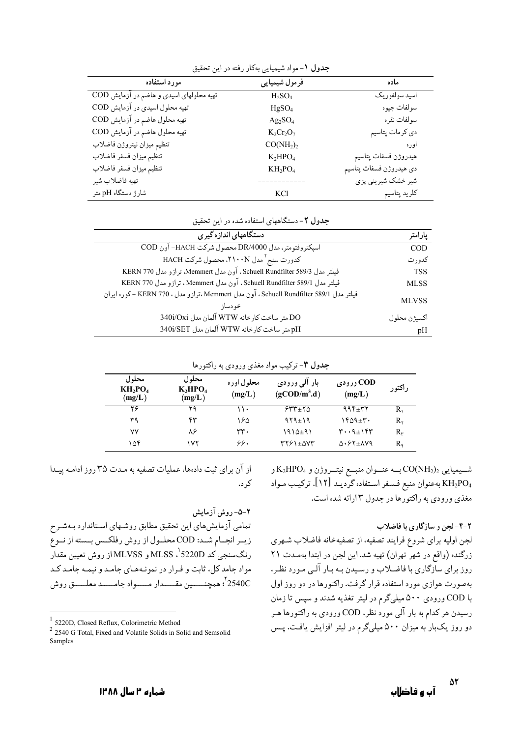**جدول ۱**- مواد شیمیایی به‌کار رفته در این تحقیق

| ماده | فرمول شیمیایی | مورد استفاده |
|---|---|---|
| اسید سولفوریک | $H_2SO_4$ | تهیه محلولهای اسیدی و هاضم در آزمایش COD |
| سولفات جیوه | $HgSO_4$ | تهیه محلول اسیدی در آزمایش COD |
| سولفات نقره | $Ag_2SO_4$ | تهیه محلول هاضم در آزمایش COD |
| دی کرمات پتاسیم | $K_2Cr_2O_7$ | تهیه محلول هاضم در آزمایش COD |
| اوره | $CO(NH_2)_2$ | تنظیم میزان نیتروژن فاضلاب |
| هیدروژن فسفات پتاسیم | $K_2HPO_4$ | تنظیم میزان فسفر فاضلاب |
| دی هیدروژن فسفات پتاسیم | $KH_2PO_4$ | تنظیم میزان فسفر فاضلاب |
| شیر خشک شیرینی پزی | ------------ | تهیه فاضلاب شیر |
| کلرید پتاسیم | KCl | شارژ دستگاه pH متر |

**جدول ۲**- دستگاههای استفاده شده در این تحقیق

| پارامتر | دستگاههای اندازه‌گیری |
|---|---|
| COD | اسپکتروفتومتر، مدل DR/4000 محصول شرکت HACH- آون COD |
| کدورت | کدورت سنج[1] مدل ۲۱۰۰N، محصول شرکت HACH |
| TSS | فیلتر مدل Schuell Rundfilter 589/3 ، آون مدل Memmert، ترازو مدل KERN 770 |
| MLSS | فیلتر مدل Schuell Rundfilter 589/1 ، آون مدل Memmert ، ترازو مدل KERN 770 |
| MLVSS | فیلتر مدل Schuell Rundfilter 589/1 ، آون مدل Memmert ،ترازو مدل ، KERN 770 - کوره ایران خودساز |
| اکسیژن محلول | DO متر ساخت کارخانه WTW آلمان مدل 340i/Oxi |
| pH | pH متر ساخت کارخانه WTW آلمان مدل 340i/SET |

**جدول ۳**- ترکیب مواد مغذی ورودی به راکتورها

| راکتور | COD ورودی (mg/L) | بار آلی ورودی ($gCOD/m^3.d$) | محلول اوره (mg/L) | محلول $K_2HPO_4$ (mg/L) | محلول $KH_2PO_4$ (mg/L) |
|---|---|---|---|---|---|
| $R_1$ | ۹۹۴±۳۲ | ۶۳۳±۲۵ | ۱۱۰ | ۲۹ | ۲۶ |
| $R_2$ | ۱۴۵۹±۳۰ | ۹۲۹±۱۹ | ۱۶۵ | ۴۳ | ۳۹ |
| $R_3$ | ۳۰۰۹±۱۴۳ | ۱۹۱۵±۹۱ | ۳۳۰ | ۸۶ | ۷۷ |
| $R_4$ | ۵۰۶۲±۸۷۹ | ۳۲۶۱±۵۷۳ | ۶۶۰ | ۱۷۲ | ۱۵۴ |

شـیمیایی $CO(NH_2)_2$ بـه عنـوان منبـع نیتـروژن و $K_2HPO_4$ و $KH_2PO_4$ به‌عنوان منبع فسفر استفاده گردیـد [۱۲]. ترکیب مـواد مغذی ورودی به راکتورها در جدول ۳ ارائه شده است.

**۲-۴- لجن و سازگاری با فاضلاب**

لجن اولیه برای شروع فرایند تصفیه، از تصفیه‌خانه فاضلاب شهری زرگنده (واقع در شهر تهران) تهیه شد. این لجن در ابتدا به‌مـدت ۲۱ روز برای سازگاری با فاضـلاب و رسـیدن بـه بـار آلـی مـورد نظـر، به‌صورت هوازی مورد استفاده قرار گرفت. راکتورها در دو روز اول با COD ورودی ۵۰۰ میلی‌گرم در لیتر تغذیه شدند و سپس تا زمان رسیدن هر کدام به بار آلی مورد نظر، COD ورودی به راکتورها هـر دو روز یک‌بار به میزان ۵۰۰ میلی‌گرم در لیتر افزایش یافت. پـس از آن برای ثبت داده‌ها، عملیات تصفیه به مـدت ۳۵ روز ادامـه پیـدا کرد.

**۲-۵- روش آزمایش**

تمامی آزمایش‌های این تحقیق مطابق روشـهای اسـتاندارد بـه‌شـرح زیـر انجـام شـد: COD محلـول از روش رفلکـس بـسته از نـوع رنگ‌سنجی کد 5220D[1]، MLSS و MLVSS از روش تعیین مقدار مواد جامد کل، ثابت و فـرار در نمونـه‌هـای جامـد و نیمـه جامـد کـد 2540C[2]؛ همچنـــین مقـــدار مـــواد جامـــد معلـــق روش

---

[1] 5220D, Closed Reflux, Colorimetric Method

[2] 2540 G Total, Fixed and Volatile Solids in Solid and Semsolid Samples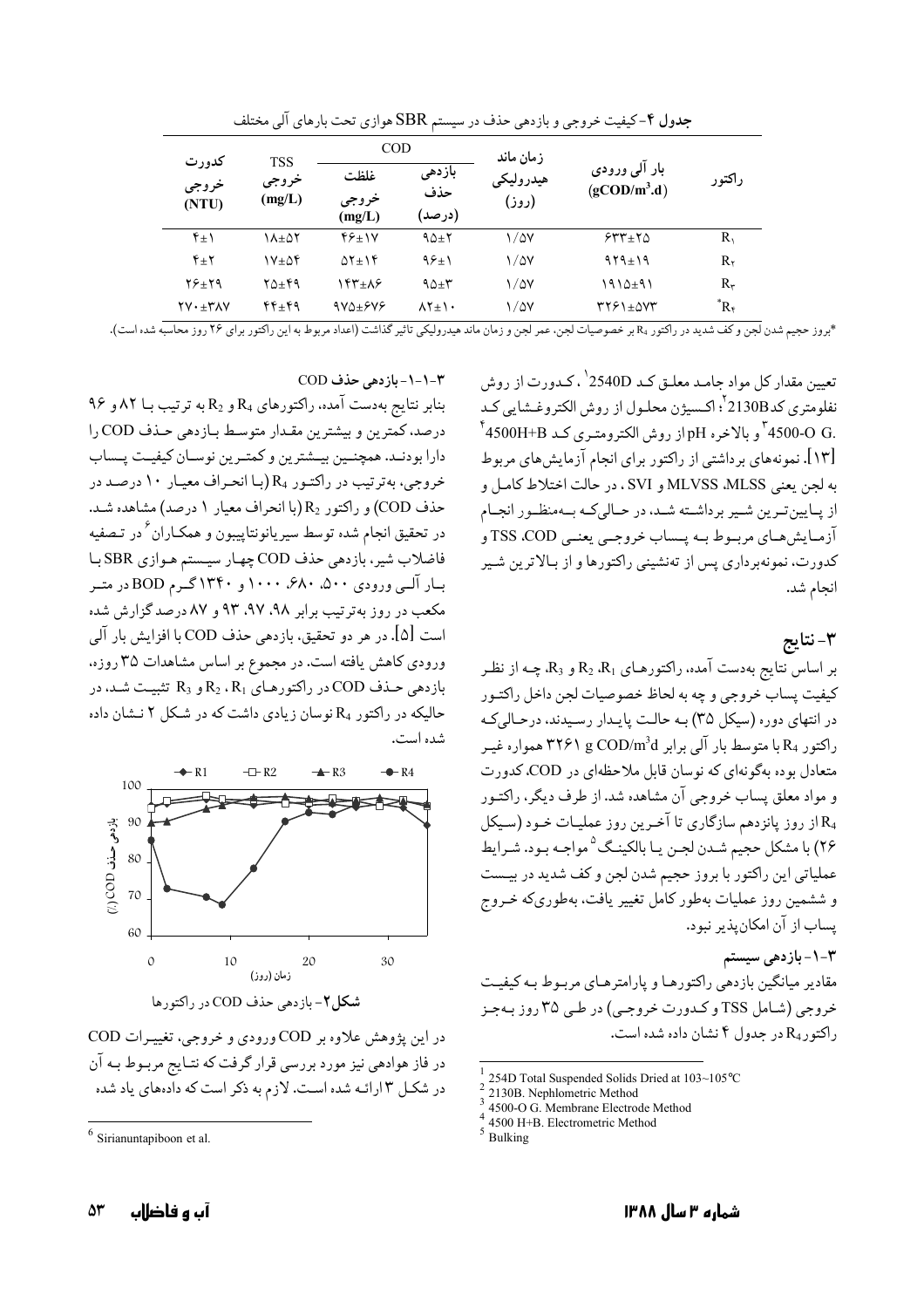**جدول ۴**- کیفیت خروجی و بازدهی حذف در سیستم SBR هوازی تحت بارهای آلی مختلف

| راکتور | بار آلی ورودی $(gCOD/m^3.d)$ | زمان ماند هیدرولیکی (روز) | COD | | TSS خروجی (mg/L) | کدورت خروجی (NTU) |
|---|---|---|---|---|---|---|
| | | | بازدهی حذف (درصد) | غلظت خروجی (mg/L) | | |
| $R_1$ | ۶۳۳±۲۵ | ۱/۵۷ | ۹۵±۲ | ۴۶±۱۷ | ۱۸±۵۲ | ۴±۱ |
| $R_2$ | ۹۲۹±۱۹ | ۱/۵۷ | ۹۶±۱ | ۵۲±۱۴ | ۱۷±۵۴ | ۴±۲ |
| $R_3$ | ۱۹۱۵±۹۱ | ۱/۵۷ | ۹۵±۳ | ۱۴۳±۸۶ | ۲۵±۴۹ | ۲۶±۲۹ |
| $^*R_4$ | ۳۲۶۱±۵۷۳ | ۱/۵۷ | ۸۲±۱۰ | ۹۷۵±۶۷۶ | ۴۴±۴۹ | ۲۷۰±۳۸۷ |

*بروز حجیم شدن لجن و کف شدید در راکتور $R_4$ بر خصوصیات لجن، عمر لجن و زمان ماند هیدرولیکی تاثیر گذاشت (اعداد مربوط به این راکتور برای ۲۶ روز محاسبه شده است).

تعیین مقدار کل مواد جامد معلق کد 2540D [1]، کدورت از روش نفلومتری کد2130B [2]؛ اکسیژن محلول از روش الکتروغشایی کد 4500-O G. [3] و بالاخره pH از روش الکترومتری کد 4500H+B [4] [۱۳]. نمونه‌های برداشتی از راکتور برای انجام آزمایش‌های مربوط به لجن یعنی MLSS، MLVSS و SVI، در حالت اختلاط کامل و از پایین‌ترین شیر برداشته شد، در حالی‌که به‌منظور انجام آزمایش‌های مربوط به پساب خروجی یعنی COD، TSS و کدورت، نمونه‌برداری پس از ته‌نشینی راکتورها و از بالاترین شیر انجام شد.

## ۳- نتایج

بر اساس نتایج به‌دست آمده، راکتورهای $R_1$، $R_2$ و $R_3$، چه از نظر کیفیت پساب خروجی و چه به لحاظ خصوصیات لجن داخل راکتور در انتهای دوره (سیکل ۳۵) به حالت پایدار رسیدند، درحالی‌که راکتور $R_4$ با متوسط بار آلی برابر $3261\ g\ COD/m^3d$ همواره غیر متعادل بوده به‌گونه‌ای که نوسان قابل ملاحظه‌ای در COD، کدورت و مواد معلق پساب خروجی آن مشاهده شد. از طرف دیگر، راکتور $R_4$ از روز پانزدهم سازگاری تا آخرین روز عملیات خود (سیکل ۲۶) با مشکل حجیم شدن لجن یا بالکینگ [5] مواجه بود. شرایط عملیاتی این راکتور با بروز حجیم شدن لجن و کف شدید در بیست و ششمین روز عملیات به‌طور کامل تغییر یافت، به‌طوری‌که خروج پساب از آن امکان‌پذیر نبود.

### ۳-۱- بازدهی سیستم

مقادیر میانگین بازدهی راکتورها و پارامترهای مربوط به کیفیت خروجی (شامل TSS و کدورت خروجی) در طی ۳۵ روز به‌جز راکتور$R_4$ در جدول ۴ نشان داده شده است.

#### ۳-۱-۱- بازدهی حذف COD

بنابر نتایج به‌دست آمده، راکتورهای $R_4$ و $R_2$ به ترتیب با ۸۲ و ۹۶ درصد، کمترین و بیشترین مقدار متوسط بازدهی حذف COD را دارا بودند. همچنین بیشترین و کمترین نوسان کیفیت پساب خروجی، به‌ترتیب در راکتور $R_4$ (با انحراف معیار ۱۰ درصد در حذف COD) و راکتور $R_2$ (با انحراف معیار ۱ درصد) مشاهده شد. در تحقیق انجام شده توسط سیریانونتاپیبون و همکاران [6] در تصفیه فاضلاب شیر، بازدهی حذف COD چهار سیستم هوازی SBR با بار آلی ورودی ۵۰۰، ۶۸۰، ۱۰۰۰ و ۱۳۴۰ گرم BOD در متر مکعب در روز به‌ترتیب برابر ۹۸، ۹۷، ۹۳ و ۸۷ درصد گزارش شده است [۵]. در هر دو تحقیق، بازدهی حذف COD با افزایش بار آلی ورودی کاهش یافته است. در مجموع بر اساس مشاهدات ۳۵ روزه، بازدهی حذف COD در راکتورهای $R_1$، $R_2$ و $R_3$ تثبیت شد، در حالیکه در راکتور $R_4$ نوسان زیادی داشت که در شکل ۲ نشان داده شده است.

**شکل ۲**- بازدهی حذف COD در راکتورها

در این پژوهش علاوه بر COD ورودی و خروجی، تغییرات COD در فاز هوادهی نیز مورد بررسی قرار گرفت که نتایج مربوط به آن در شکل ۳ ارائه شده است. لازم به ذکر است که داده‌های یاد شده

---

[1] 254D Total Suspended Solids Dried at 103~105°C
[2] 2130B. Nephlometric Method
[3] 4500-O G. Membrane Electrode Method
[4] 4500 H+B. Electrometric Method
[5] Bulking
[6] Sirianuntapiboon et al.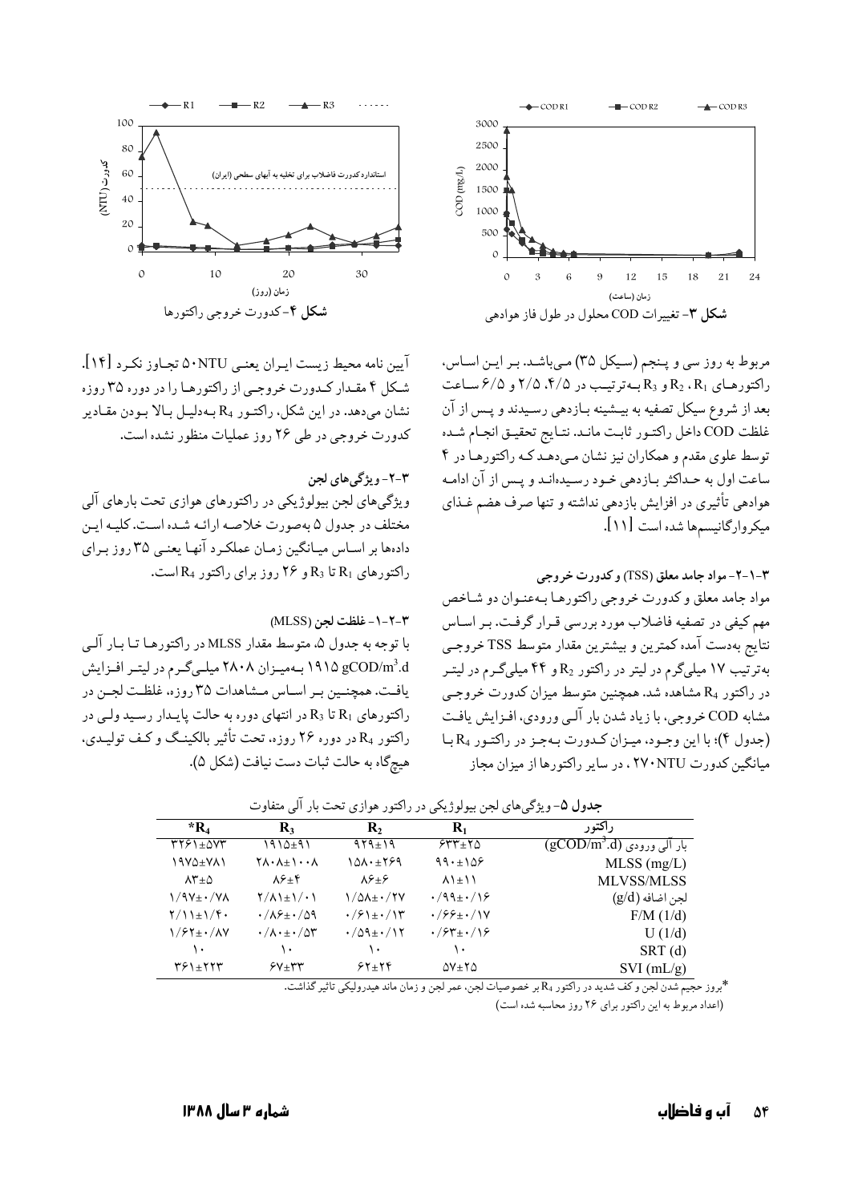شکل ۳- تغییرات COD محلول در طول فاز هوادهی

شکل ۴- کدورت خروجی راکتورها

مربوط به روز سی و پنجم (سیکل ۳۵) می‌باشد. بر این اساس، راکتورهای $R_1$، $R_2$ و $R_3$ به‌ترتیب در ۵، ۴/۵، ۲/۵ و ۶/۵ ساعت بعد از شروع سیکل تصفیه به بیشینه بازدهی رسیدند و پس از آن غلظت COD داخل راکتور ثابت ماند. نتایج تحقیق انجام شده توسط علوی مقدم و همکاران نیز نشان می‌دهد که راکتورها در ۴ ساعت اول به حداکثر بازدهی خود رسیده‌اند و پس از آن ادامه هوادهی تأثیری در افزایش بازدهی نداشته و تنها صرف هضم غذای میکروارگانیسم‌ها شده است [۱۱].

### ۳-۱-۲- مواد جامد معلق (TSS) و کدورت خروجی

مواد جامد معلق و کدورت خروجی راکتورها به‌عنوان دو شاخص مهم کیفی در تصفیه فاضلاب مورد بررسی قرار گرفت. بر اساس نتایج به‌دست آمده کمترین و بیشترین مقدار متوسط TSS خروجی به‌ترتیب ۱۷ میلی‌گرم در لیتر در راکتور $R_2$ و ۴۴ میلی‌گرم در لیتر در راکتور $R_4$ مشاهده شد. همچنین متوسط میزان کدورت خروجی مشابه COD خروجی، با زیاد شدن بار آلی ورودی، افزایش یافت (جدول ۴)؛ با این وجود، میزان کدورت به‌جز در راکتور $R_4$ با میانگین کدورت ۲۷۰NTU، در سایر راکتورها از میزان مجاز آیین نامه محیط زیست ایران یعنی ۵۰NTU تجاوز نکرد [۱۴]. شکل ۴ مقدار کدورت خروجی از راکتورها را در دوره ۳۵ روزه نشان می‌دهد. در این شکل، راکتور $R_4$ به‌دلیل بالا بودن مقادیر کدورت خروجی در طی ۲۶ روز عملیات منظور نشده است.

### ۳-۲- ویژگی‌های لجن

ویژگی‌های لجن بیولوژیکی در راکتورهای هوازی تحت بارهای آلی مختلف در جدول ۵ به‌صورت خلاصه ارائه شده است. کلیه این داده‌ها بر اساس میانگین زمان عملکرد آنها یعنی ۳۵ روز برای راکتورهای $R_1$ تا $R_3$ و ۲۶ روز برای راکتور $R_4$ است.

### ۳-۲-۱- غلظت لجن (MLSS)

با توجه به جدول ۵، متوسط مقدار MLSS در راکتورها تا بار آلی ۱۹۱۵ $gCOD/m^3.d$ به‌میزان ۲۸۰۸ میلی‌گرم در لیتر افزایش یافت. همچنین بر اساس مشاهدات ۳۵ روزه، غلظت لجن در راکتورهای $R_1$ تا $R_3$ در انتهای دوره به حالت پایدار رسید ولی در راکتور $R_4$ در دوره ۲۶ روزه، تحت تأثیر بالکینگ و کف تولیدی، هیچ‌گاه به حالت ثبات دست نیافت (شکل ۵).

جدول ۵- ویژگی‌های لجن بیولوژیکی در راکتور هوازی تحت بار آلی متفاوت

| راکتور | $R_1$ | $R_2$ | $R_3$ | $*R_4$ |
|---|---|---|---|---|
| بار آلی ورودی ($gCOD/m^3.d$) | ۶۳۳±۲۵ | ۹۲۹±۱۹ | ۱۹۱۵±۹۱ | ۳۲۶۱±۵۷۳ |
| MLSS (mg/L) | ۹۹۰±۱۵۶ | ۱۵۸۰±۲۶۹ | ۲۸۰۸±۱۰۰۸ | ۱۹۷۵±۷۸۱ |
| MLVSS/MLSS | ۸۱±۱۱ | ۸۶±۶ | ۸۶±۴ | ۸۳±۵ |
| لجن اضافه (g/d) | ۰/۹۹±۰/۱۶ | ۱/۵۸±۰/۲۷ | ۲/۸۱±۱/۰۱ | ۱/۹۷±۰/۷۸ |
| F/M (1/d) | ۰/۶۶±۰/۱۷ | ۰/۶۱±۰/۱۳ | ۰/۸۶±۰/۵۹ | ۲/۱۱±۱/۴۰ |
| U (1/d) | ۰/۶۳±۰/۱۶ | ۰/۵۹±۰/۱۲ | ۰/۸۰±۰/۵۳ | ۱/۶۲±۰/۸۷ |
| SRT (d) | ۱۰ | ۱۰ | ۱۰ | ۱۰ |
| SVI (mL/g) | ۵۷±۲۵ | ۶۲±۲۴ | ۶۷±۳۳ | ۳۶۱±۲۲۳ |

*بروز حجیم شدن لجن و کف شدید در راکتور $R_4$ بر خصوصیات لجن، عمر لجن و زمان ماند هیدرولیکی تاثیر گذاشت.
(اعداد مربوط به این راکتور برای ۲۶ روز محاسبه شده است)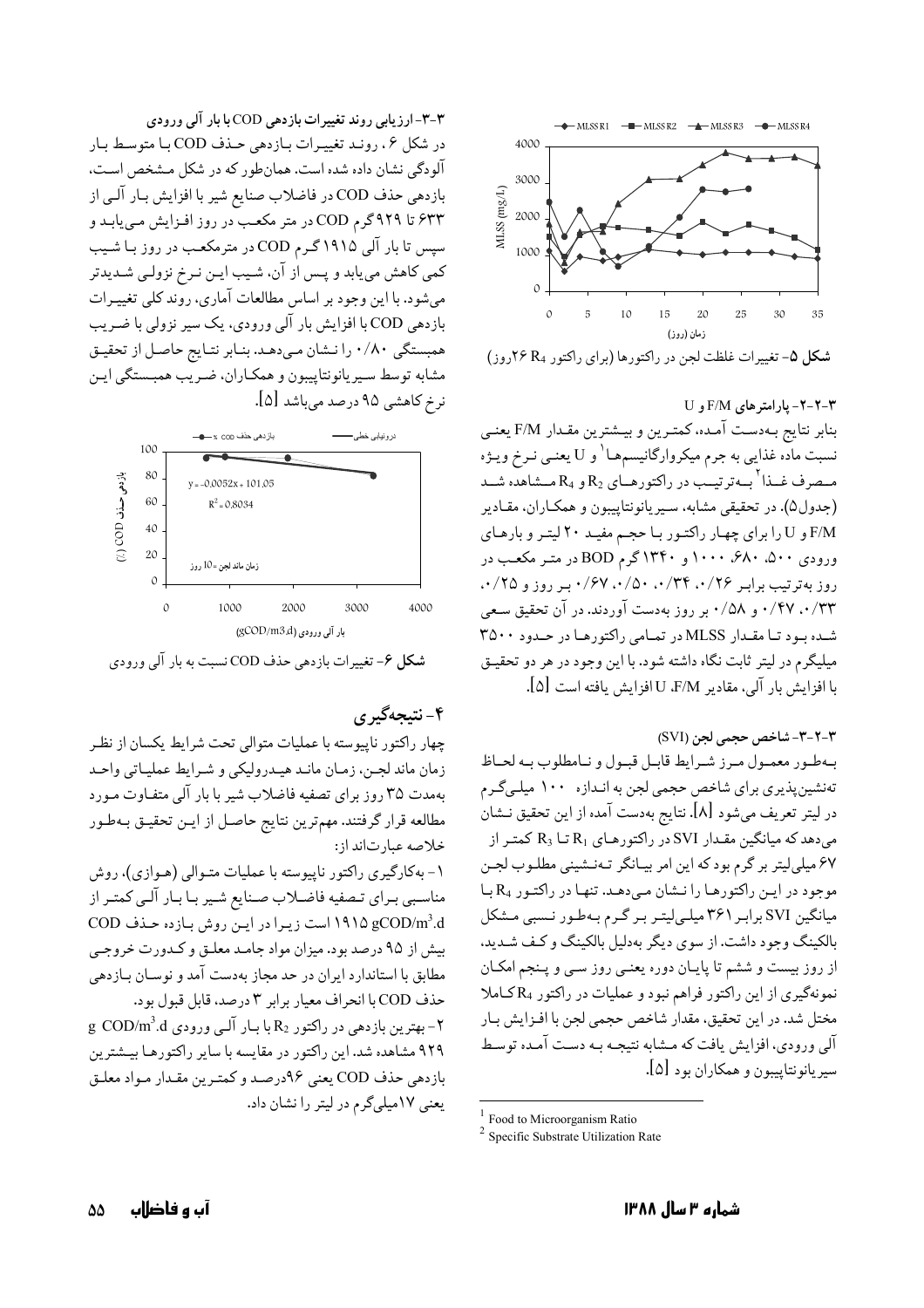شکل ۵- تغییرات غلظت لجن در راکتورها (برای راکتور $R_4$ ۲۶روز)

### ۳-۲-۲- پارامترهای F/M و U

بنابر نتایج به‌دست آمده، کمترین و بیشترین مقدار F/M یعنی نسبت ماده غذایی به جرم میکروارگانیسم‌ها[1] و U یعنی نرخ ویژه مصرف غذا[2] به‌ترتیب در راکتورهای $R_2$ و $R_4$ مشاهده شد (جدول۵). در تحقیقی مشابه، سیریانونتاپیبون و همکاران، مقادیر F/M و U را برای چهار راکتور با حجم مفید ۲۰ لیتر و بارهای ورودی ۵۰۰، ۶۸۰، ۱۰۰۰ و ۱۳۴۰ گرم BOD در متر مکعب در روز به‌ترتیب برابر ۰/۲۶، ۰/۳۴، ۰/۵۰، ۰/۶۷ بر روز و ۰/۲۵، ۰/۳۳، ۰/۴۷ و ۰/۵۸ بر روز به‌دست آوردند. در آن تحقیق سعی شده بود تا مقدار MLSS در تمامی راکتورها در حدود ۳۵۰۰ میلیگرم در لیتر ثابت نگاه داشته شود. با این وجود در هر دو تحقیق با افزایش بار آلی، مقادیر F/M، U افزایش یافته است [۵].

### ۳-۳- شاخص حجمی لجن (SVI)

به‌طور معمول مرز شرایط قابل قبول و نامطلوب به لحاظ ته‌نشین‌پذیری برای شاخص حجمی لجن به اندازه ۱۰۰ میلی‌گرم در لیتر تعریف می‌شود [۸]. نتایج به‌دست آمده از این تحقیق نشان می‌دهد که میانگین مقدار SVI در راکتورهای $R_1$ تا $R_3$ کمتر از ۶۷ میلی‌لیتر بر گرم بود که این امر بیانگر ته‌نشینی مطلوب لجن موجود در این راکتورها را نشان می‌دهد. تنها در راکتور $R_4$ با میانگین SVI برابر ۳۶۱ میلی‌لیتر بر گرم به‌طور نسبی مشکل بالکینگ وجود داشت. از سوی دیگر به‌دلیل بالکینگ و کف شدید، از روز بیستم و ششم تا پایان دوره یعنی روز سی و پنجم امکان نمونه‌گیری از این راکتور فراهم نبود و عملیات در راکتور $R_4$ کاملا مختل شد. در این تحقیق، مقدار شاخص حجمی لجن با افزایش بار آلی ورودی، افزایش یافت که مشابه نتیجه به دست آمده توسط سیریانونتاپیبون و همکاران بود [۵].

[1] Food to Microorganism Ratio

[2] Specific Substrate Utilization Rate

### ۳-۴- ارزیابی روند تغییرات بازدهی COD با بار آلی ورودی

در شکل ۶، روند تغییرات بازدهی حذف COD با متوسط بار آلودگی نشان داده شده است. همان‌طور که در شکل مشخص است، بازدهی حذف COD در فاضلاب صنایع شیر با افزایش بار آلی از ۶۳۳ تا ۹۲۹ گرم COD در متر مکعب در روز افزایش می‌یابد و سپس تا بار آلی ۱۹۱۵ گرم COD در مترمکعب در روز با شیب کمی کاهش می‌یابد و پس از آن، شیب این نرخ نزولی شدیدتر می‌شود. با این وجود بر اساس مطالعات آماری، روند کلی تغییرات بازدهی COD با افزایش بار آلی ورودی، یک سیر نزولی با ضریب همبستگی ۰/۸۰ را نشان می‌دهد. بنابر نتایج حاصل از تحقیق مشابه توسط سیریانونتاپیبون و همکاران، ضریب همبستگی این نرخ کاهشی ۹۵ درصد می‌باشد [۵].

شکل ۶- تغییرات بازدهی حذف COD نسبت به بار آلی ورودی

## ۴- نتیجه‌گیری

چهار راکتور ناپیوسته با عملیات متوالی تحت شرایط یکسان از نظر زمان ماند لجن، زمان ماند هیدرولیکی و شرایط عملیاتی واحد به‌مدت ۳۵ روز برای تصفیه فاضلاب شیر با بار آلی متفاوت مورد مطالعه قرار گرفتند. مهم‌ترین نتایج حاصل از این تحقیق به‌طور خلاصه عبارت‌اند از:

۱- به‌کارگیری راکتور ناپیوسته با عملیات متوالی (هوازی)، روش مناسبی برای تصفیه فاضلاب صنایع شیر با بار آلی کمتر از ۱۹۱۵ $gCOD/m^3.d$ است زیرا در این روش بازده حذف COD بیش از ۹۵ درصد بود. میزان مواد جامد معلق و کدورت خروجی مطابق با استاندارد ایران در حد مجاز به‌دست آمد و نوسان بازدهی حذف COD با انحراف معیار برابر ۳ درصد، قابل قبول بود.

۲- بهترین بازدهی در راکتور $R_2$ با بار آلی ورودی $g\ COD/m^3.d$ ۹۲۹ مشاهده شد. این راکتور در مقایسه با سایر راکتورها بیشترین بازدهی حذف COD یعنی ۹۶درصد و کمترین مقدار مواد معلق یعنی ۱۷میلی‌گرم در لیتر را نشان داد.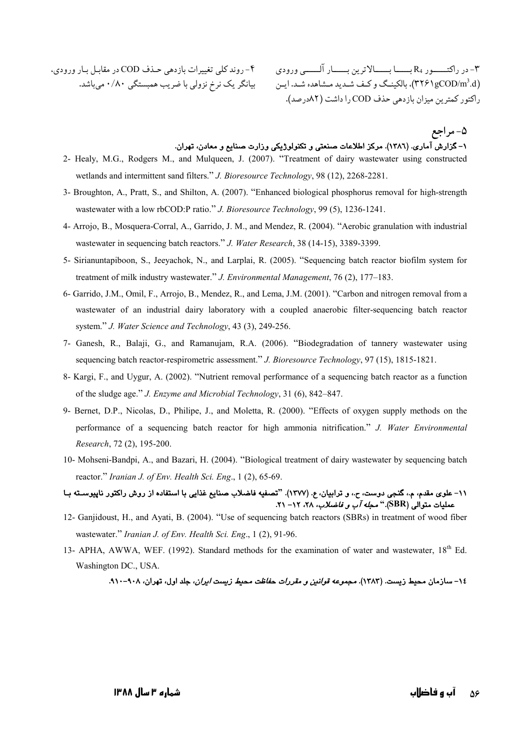۳- در راکتور $R_4$ با بالاترین بار آلی ورودی (۳۲۶۱gCOD/m³.d)، بالکینگ و کف شدید مشاهده شد. این راکتور کمترین میزان بازدهی حذف COD را داشت (۸۲درصد).

۴- روند کلی تغییرات بازدهی حذف COD در مقابل بار ورودی، بیانگر یک نرخ نزولی با ضریب همبستگی ۰/۸۰ می‌باشد.

## ۵- مراجع

**۱- گزارش آماری. (۱۳۸۶). مرکز اطلاعات صنعتی و تکنولوژیکی وزارت صنایع و معادن، تهران.**

2- Healy, M.G., Rodgers M., and Mulqueen, J. (2007). "Treatment of dairy wastewater using constructed wetlands and intermittent sand filters." *J. Bioresource Technology*, 98 (12), 2268-2281.

3- Broughton, A., Pratt, S., and Shilton, A. (2007). "Enhanced biological phosphorus removal for high-strength wastewater with a low rbCOD:P ratio." *J. Bioresource Technology*, 99 (5), 1236-1241.

4- Arrojo, B., Mosquera-Corral, A., Garrido, J. M., and Mendez, R. (2004). "Aerobic granulation with industrial wastewater in sequencing batch reactors." *J. Water Research*, 38 (14-15), 3389-3399.

5- Sirianuntapiboon, S., Jeeyachok, N., and Larplai, R. (2005). "Sequencing batch reactor biofilm system for treatment of milk industry wastewater." *J. Environmental Management*, 76 (2), 177–183.

6- Garrido, J.M., Omil, F., Arrojo, B., Mendez, R., and Lema, J.M. (2001). "Carbon and nitrogen removal from a wastewater of an industrial dairy laboratory with a coupled anaerobic filter-sequencing batch reactor system." *J. Water Science and Technology*, 43 (3), 249-256.

7- Ganesh, R., Balaji, G., and Ramanujam, R.A. (2006). "Biodegradation of tannery wastewater using sequencing batch reactor-respirometric assessment." *J. Bioresource Technology*, 97 (15), 1815-1821.

8- Kargi, F., and Uygur, A. (2002). "Nutrient removal performance of a sequencing batch reactor as a function of the sludge age." *J. Enzyme and Microbial Technology*, 31 (6), 842–847.

9- Bernet, D.P., Nicolas, D., Philipe, J., and Moletta, R. (2000). "Effects of oxygen supply methods on the performance of a sequencing batch reactor for high ammonia nitrification." *J. Water Environmental Research*, 72 (2), 195-200.

10- Mohseni-Bandpi, A., and Bazari, H. (2004). "Biological treatment of dairy wastewater by sequencing batch reactor." *Iranian J. of Env. Health Sci. Eng*., 1 (2), 65-69.

**۱۱- علوی مقدم، م.، گنجی دوست، ح.، و ترابیان، ع. (۱۳۷۷). "تصفیه فاضلاب صنایع غذایی با استفاده از روش راکتور ناپیوسته با عملیات متوالی (SBR)." *مجله آب و فاضلاب*، ۲۸، ۱۲- ۲۱.**

12- Ganjidoust, H., and Ayati, B. (2004). "Use of sequencing batch reactors (SBRs) in treatment of wood fiber wastewater." *Iranian J. of Env. Health Sci. Eng*., 1 (2), 91-96.

13- APHA, AWWA, WEF. (1992). Standard methods for the examination of water and wastewater, 18th Ed. Washington DC., USA.

**۱۴- سازمان محیط زیست. (۱۳۸۳). *مجموعه قوانین و مقررات حفاظت محیط زیست ایران*، جلد اول، تهران، ۹۰۸-۹۱۰.**